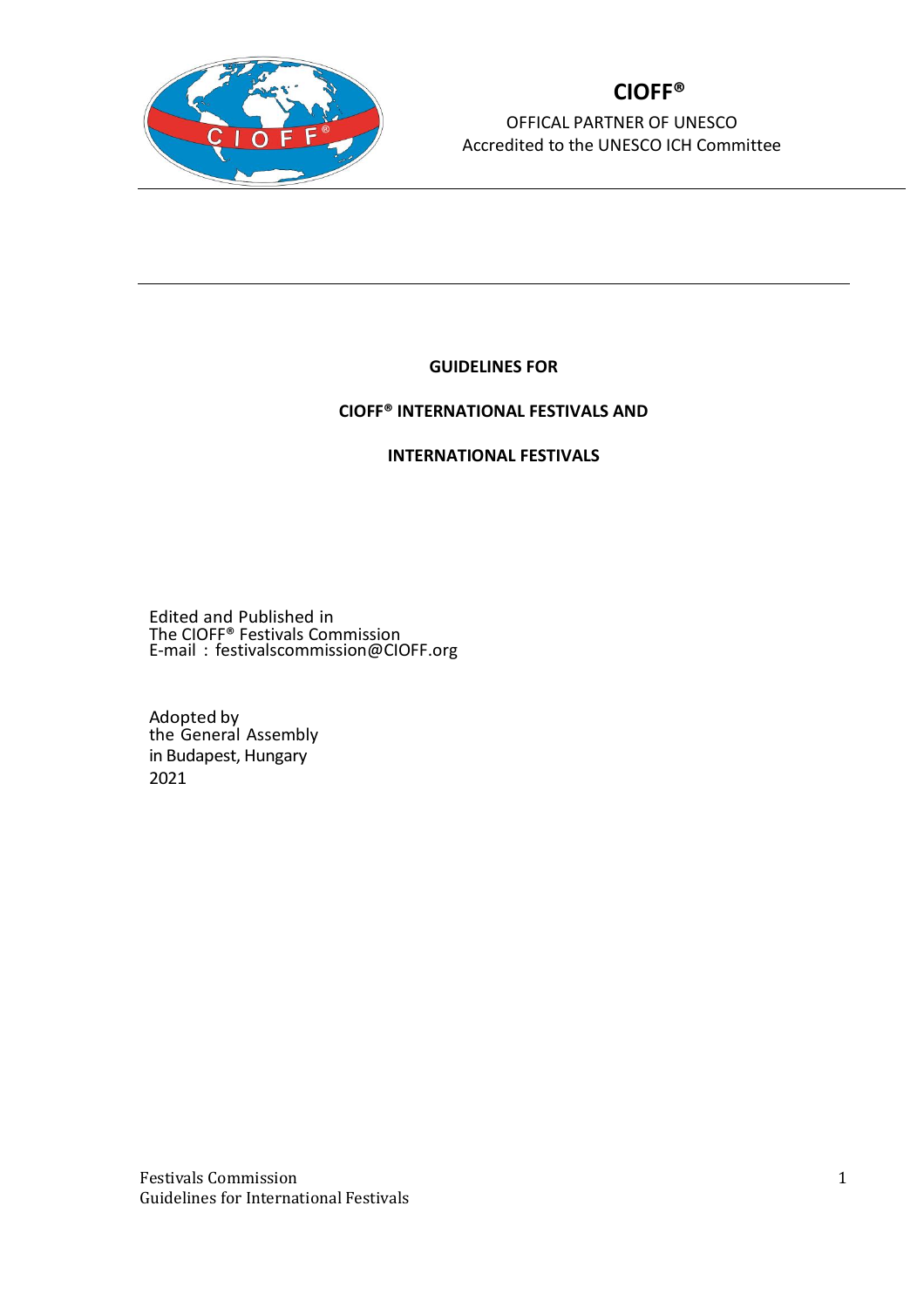# CIOFF®

OFFICAL PARTNER OF UNESCO
Accredited to the UNESCO ICH Committee

**GUIDELINES FOR**

**CIOFF® INTERNATIONAL FESTIVALS AND**

**INTERNATIONAL FESTIVALS**

Edited and Published in
The CIOFF® Festivals Commission
E-mail : festivalscommission@CIOFF.org

Adopted by
the General Assembly
in Budapest, Hungary
2021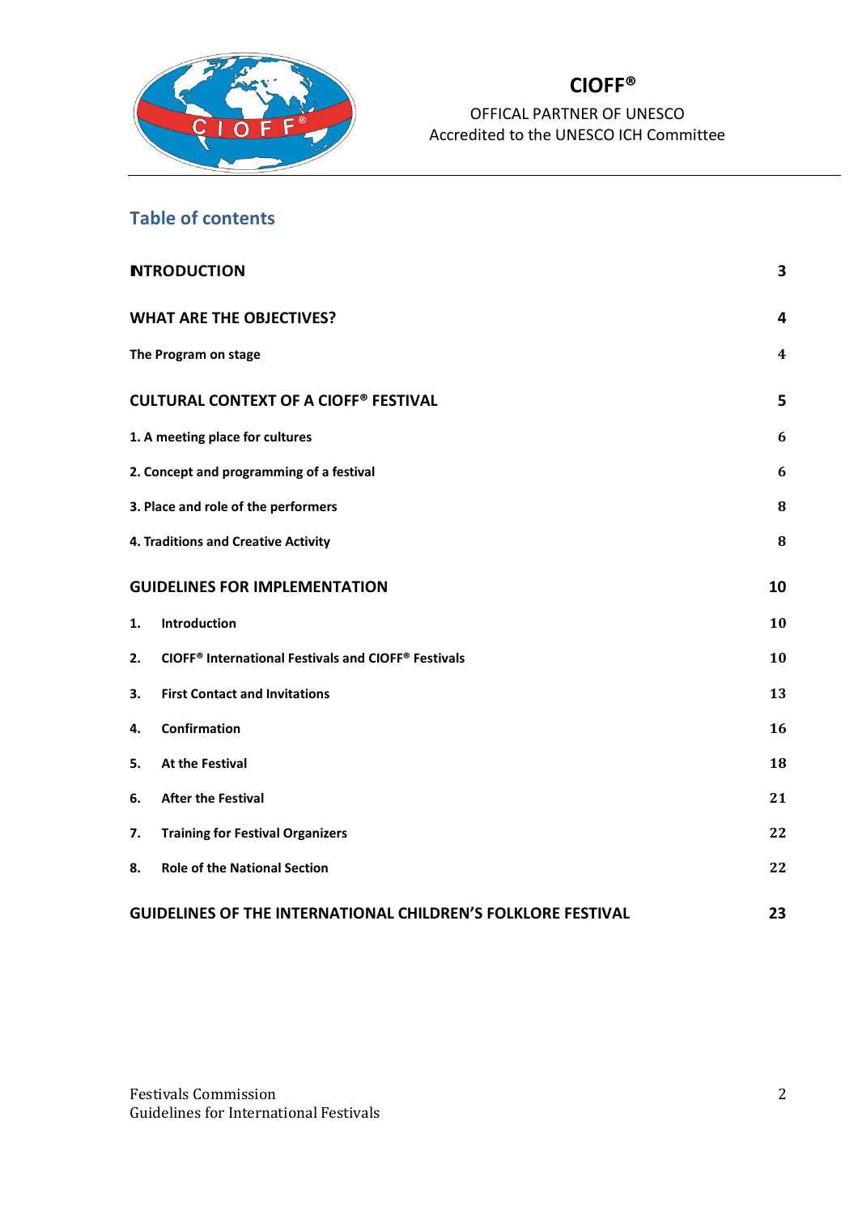CIOFF®

OFFICAL PARTNER OF UNESCO
Accredited to the UNESCO ICH Committee

## Table of contents

| | |
|---|---|
| **INTRODUCTION** | **3** |
| **WHAT ARE THE OBJECTIVES?** | **4** |
| **The Program on stage** | **4** |
| **CULTURAL CONTEXT OF A CIOFF® FESTIVAL** | **5** |
| **1. A meeting place for cultures** | **6** |
| **2. Concept and programming of a festival** | **6** |
| **3. Place and role of the performers** | **8** |
| **4. Traditions and Creative Activity** | **8** |
| **GUIDELINES FOR IMPLEMENTATION** | **10** |
| **1. Introduction** | **10** |
| **2. CIOFF® International Festivals and CIOFF® Festivals** | **10** |
| **3. First Contact and Invitations** | **13** |
| **4. Confirmation** | **16** |
| **5. At the Festival** | **18** |
| **6. After the Festival** | **21** |
| **7. Training for Festival Organizers** | **22** |
| **8. Role of the National Section** | **22** |
| **GUIDELINES OF THE INTERNATIONAL CHILDREN'S FOLKLORE FESTIVAL** | **23** |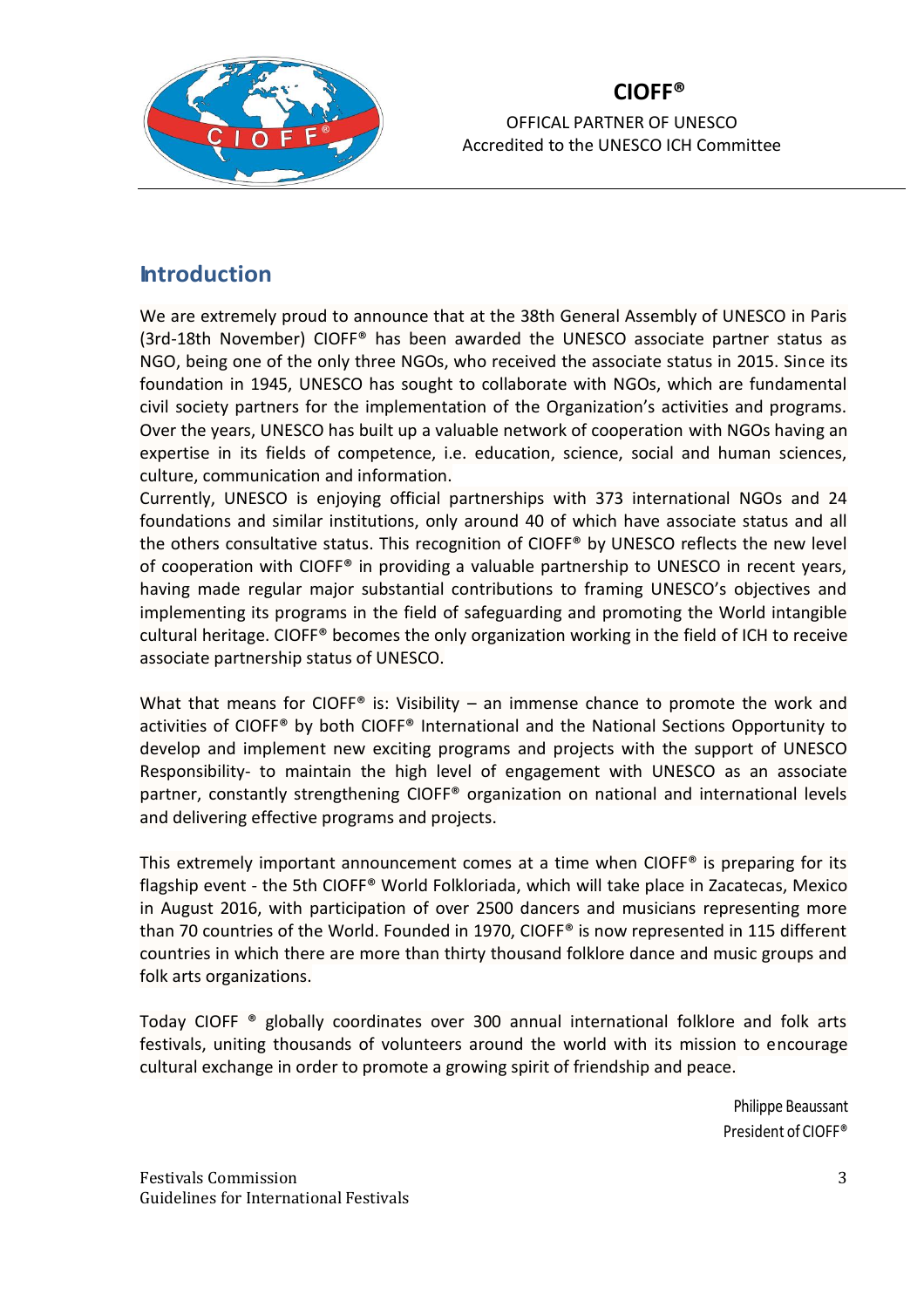## Introduction

We are extremely proud to announce that at the 38th General Assembly of UNESCO in Paris (3rd-18th November) CIOFF® has been awarded the UNESCO associate partner status as NGO, being one of the only three NGOs, who received the associate status in 2015. Since its foundation in 1945, UNESCO has sought to collaborate with NGOs, which are fundamental civil society partners for the implementation of the Organization's activities and programs. Over the years, UNESCO has built up a valuable network of cooperation with NGOs having an expertise in its fields of competence, i.e. education, science, social and human sciences, culture, communication and information.
Currently, UNESCO is enjoying official partnerships with 373 international NGOs and 24 foundations and similar institutions, only around 40 of which have associate status and all the others consultative status. This recognition of CIOFF® by UNESCO reflects the new level of cooperation with CIOFF® in providing a valuable partnership to UNESCO in recent years, having made regular major substantial contributions to framing UNESCO's objectives and implementing its programs in the field of safeguarding and promoting the World intangible cultural heritage. CIOFF® becomes the only organization working in the field of ICH to receive associate partnership status of UNESCO.

What that means for CIOFF® is: Visibility – an immense chance to promote the work and activities of CIOFF® by both CIOFF® International and the National Sections Opportunity to develop and implement new exciting programs and projects with the support of UNESCO Responsibility- to maintain the high level of engagement with UNESCO as an associate partner, constantly strengthening CIOFF® organization on national and international levels and delivering effective programs and projects.

This extremely important announcement comes at a time when CIOFF® is preparing for its flagship event - the 5th CIOFF® World Folkloriada, which will take place in Zacatecas, Mexico in August 2016, with participation of over 2500 dancers and musicians representing more than 70 countries of the World. Founded in 1970, CIOFF® is now represented in 115 different countries in which there are more than thirty thousand folklore dance and music groups and folk arts organizations.

Today CIOFF ® globally coordinates over 300 annual international folklore and folk arts festivals, uniting thousands of volunteers around the world with its mission to encourage cultural exchange in order to promote a growing spirit of friendship and peace.

Philippe Beaussant
President of CIOFF®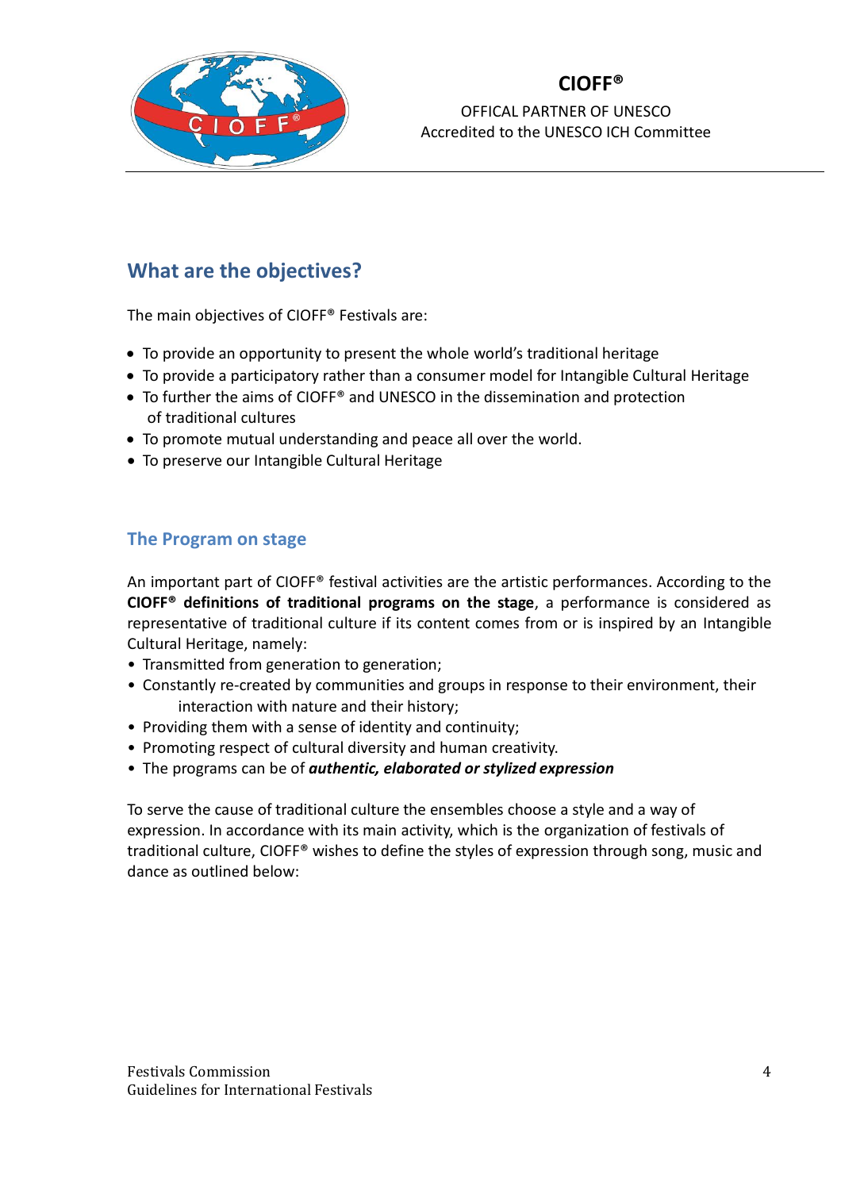## What are the objectives?

The main objectives of CIOFF® Festivals are:

- To provide an opportunity to present the whole world's traditional heritage
- To provide a participatory rather than a consumer model for Intangible Cultural Heritage
- To further the aims of CIOFF® and UNESCO in the dissemination and protection of traditional cultures
- To promote mutual understanding and peace all over the world.
- To preserve our Intangible Cultural Heritage

### The Program on stage

An important part of CIOFF® festival activities are the artistic performances. According to the **CIOFF® definitions of traditional programs on the stage**, a performance is considered as representative of traditional culture if its content comes from or is inspired by an Intangible Cultural Heritage, namely:

- Transmitted from generation to generation;
- Constantly re-created by communities and groups in response to their environment, their interaction with nature and their history;
- Providing them with a sense of identity and continuity;
- Promoting respect of cultural diversity and human creativity.
- The programs can be of ***authentic, elaborated or stylized expression***

To serve the cause of traditional culture the ensembles choose a style and a way of expression. In accordance with its main activity, which is the organization of festivals of traditional culture, CIOFF® wishes to define the styles of expression through song, music and dance as outlined below: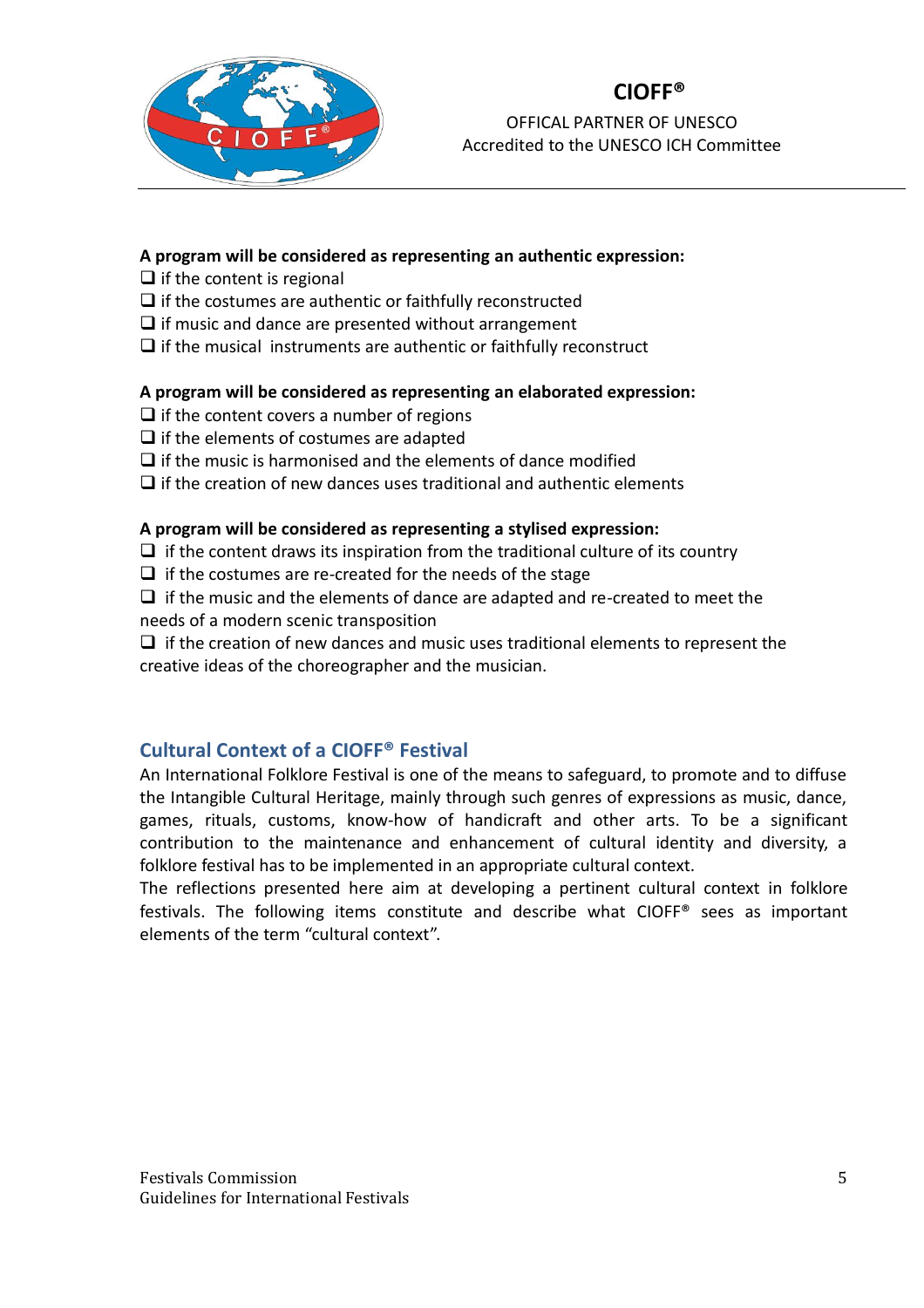**A program will be considered as representing an authentic expression:**

- ❑ if the content is regional
- ❑ if the costumes are authentic or faithfully reconstructed
- ❑ if music and dance are presented without arrangement
- ❑ if the musical instruments are authentic or faithfully reconstruct

**A program will be considered as representing an elaborated expression:**

- ❑ if the content covers a number of regions
- ❑ if the elements of costumes are adapted
- ❑ if the music is harmonised and the elements of dance modified
- ❑ if the creation of new dances uses traditional and authentic elements

**A program will be considered as representing a stylised expression:**

- ❑ if the content draws its inspiration from the traditional culture of its country
- ❑ if the costumes are re-created for the needs of the stage
- ❑ if the music and the elements of dance are adapted and re-created to meet the needs of a modern scenic transposition
- ❑ if the creation of new dances and music uses traditional elements to represent the creative ideas of the choreographer and the musician.

## Cultural Context of a CIOFF® Festival

An International Folklore Festival is one of the means to safeguard, to promote and to diffuse the Intangible Cultural Heritage, mainly through such genres of expressions as music, dance, games, rituals, customs, know-how of handicraft and other arts. To be a significant contribution to the maintenance and enhancement of cultural identity and diversity, a folklore festival has to be implemented in an appropriate cultural context.

The reflections presented here aim at developing a pertinent cultural context in folklore festivals. The following items constitute and describe what CIOFF® sees as important elements of the term "cultural context".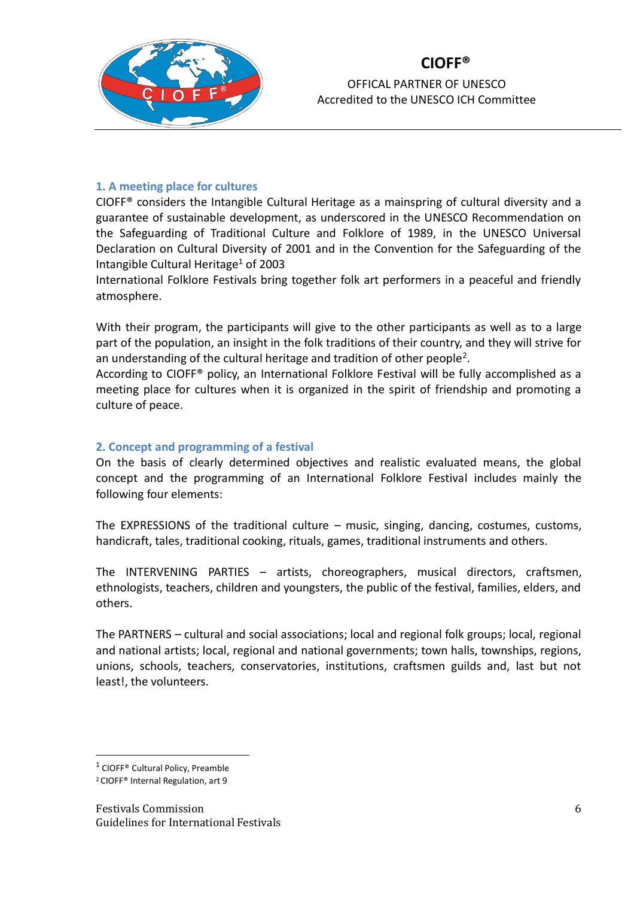## 1. A meeting place for cultures

CIOFF® considers the Intangible Cultural Heritage as a mainspring of cultural diversity and a guarantee of sustainable development, as underscored in the UNESCO Recommendation on the Safeguarding of Traditional Culture and Folklore of 1989, in the UNESCO Universal Declaration on Cultural Diversity of 2001 and in the Convention for the Safeguarding of the Intangible Cultural Heritage[1] of 2003

International Folklore Festivals bring together folk art performers in a peaceful and friendly atmosphere.

With their program, the participants will give to the other participants as well as to a large part of the population, an insight in the folk traditions of their country, and they will strive for an understanding of the cultural heritage and tradition of other people[2].

According to CIOFF® policy, an International Folklore Festival will be fully accomplished as a meeting place for cultures when it is organized in the spirit of friendship and promoting a culture of peace.

## 2. Concept and programming of a festival

On the basis of clearly determined objectives and realistic evaluated means, the global concept and the programming of an International Folklore Festival includes mainly the following four elements:

The EXPRESSIONS of the traditional culture – music, singing, dancing, costumes, customs, handicraft, tales, traditional cooking, rituals, games, traditional instruments and others.

The INTERVENING PARTIES – artists, choreographers, musical directors, craftsmen, ethnologists, teachers, children and youngsters, the public of the festival, families, elders, and others.

The PARTNERS – cultural and social associations; local and regional folk groups; local, regional and national artists; local, regional and national governments; town halls, townships, regions, unions, schools, teachers, conservatories, institutions, craftsmen guilds and, last but not least!, the volunteers.

---

[1] CIOFF® Cultural Policy, Preamble

[2] CIOFF® Internal Regulation, art 9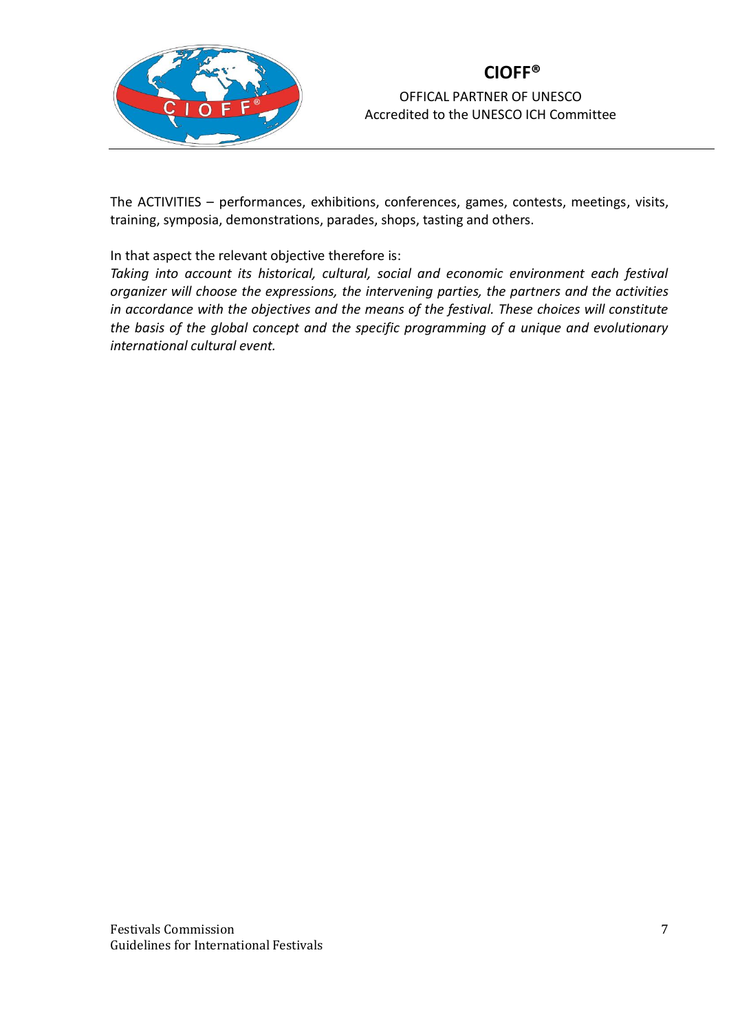The ACTIVITIES – performances, exhibitions, conferences, games, contests, meetings, visits, training, symposia, demonstrations, parades, shops, tasting and others.

In that aspect the relevant objective therefore is:

*Taking into account its historical, cultural, social and economic environment each festival organizer will choose the expressions, the intervening parties, the partners and the activities in accordance with the objectives and the means of the festival. These choices will constitute the basis of the global concept and the specific programming of a unique and evolutionary international cultural event.*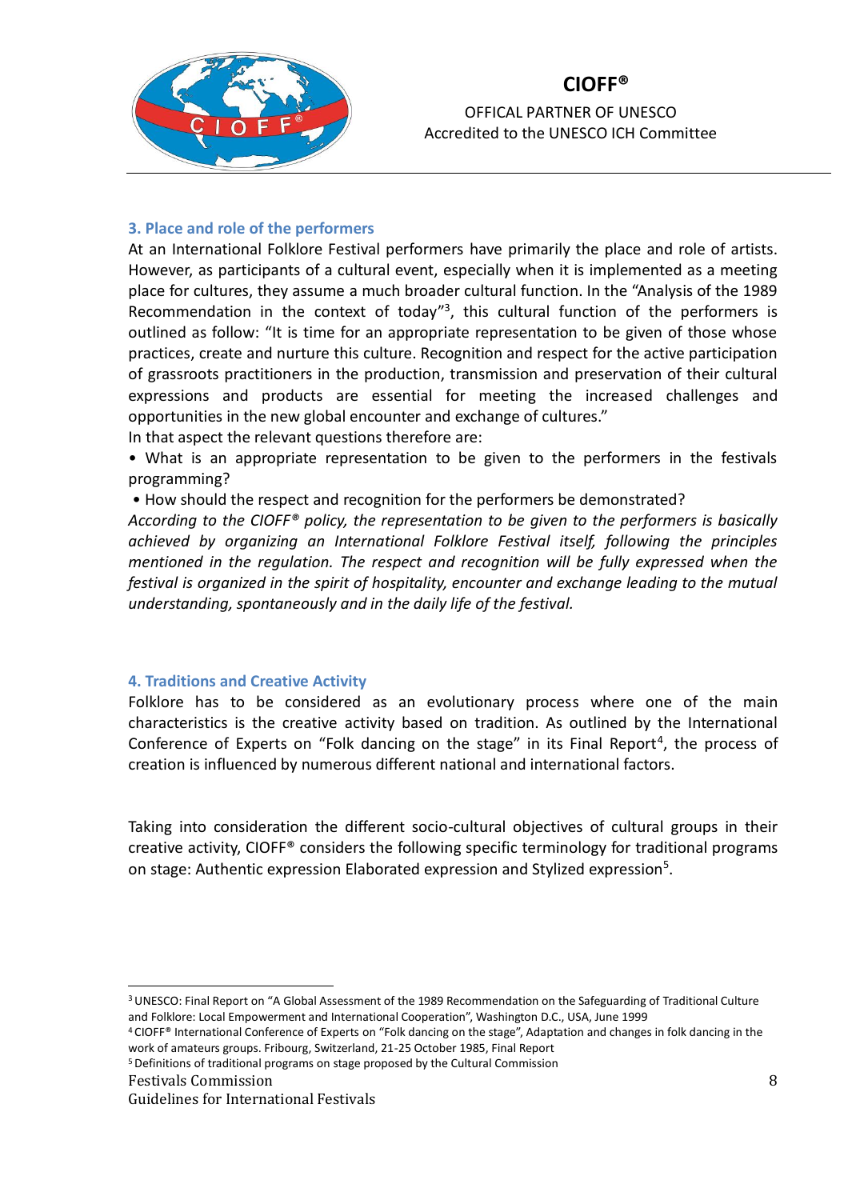### 3. Place and role of the performers

At an International Folklore Festival performers have primarily the place and role of artists. However, as participants of a cultural event, especially when it is implemented as a meeting place for cultures, they assume a much broader cultural function. In the "Analysis of the 1989 Recommendation in the context of today"[3], this cultural function of the performers is outlined as follow: "It is time for an appropriate representation to be given of those whose practices, create and nurture this culture. Recognition and respect for the active participation of grassroots practitioners in the production, transmission and preservation of their cultural expressions and products are essential for meeting the increased challenges and opportunities in the new global encounter and exchange of cultures."

In that aspect the relevant questions therefore are:

- What is an appropriate representation to be given to the performers in the festivals programming?
- How should the respect and recognition for the performers be demonstrated?

*According to the CIOFF® policy, the representation to be given to the performers is basically achieved by organizing an International Folklore Festival itself, following the principles mentioned in the regulation. The respect and recognition will be fully expressed when the festival is organized in the spirit of hospitality, encounter and exchange leading to the mutual understanding, spontaneously and in the daily life of the festival.*

### 4. Traditions and Creative Activity

Folklore has to be considered as an evolutionary process where one of the main characteristics is the creative activity based on tradition. As outlined by the International Conference of Experts on "Folk dancing on the stage" in its Final Report[4], the process of creation is influenced by numerous different national and international factors.

Taking into consideration the different socio-cultural objectives of cultural groups in their creative activity, CIOFF® considers the following specific terminology for traditional programs on stage: Authentic expression Elaborated expression and Stylized expression[5].

---

[3] UNESCO: Final Report on "A Global Assessment of the 1989 Recommendation on the Safeguarding of Traditional Culture and Folklore: Local Empowerment and International Cooperation", Washington D.C., USA, June 1999

[4] CIOFF® International Conference of Experts on "Folk dancing on the stage", Adaptation and changes in folk dancing in the work of amateurs groups. Fribourg, Switzerland, 21-25 October 1985, Final Report

[5] Definitions of traditional programs on stage proposed by the Cultural Commission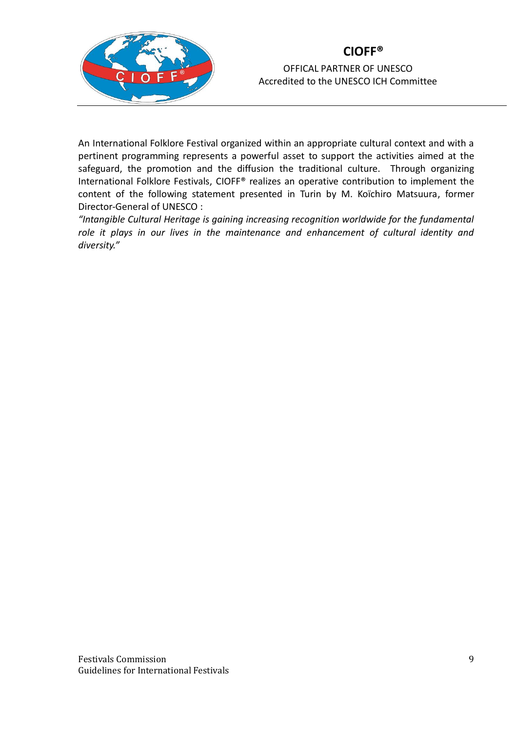An International Folklore Festival organized within an appropriate cultural context and with a pertinent programming represents a powerful asset to support the activities aimed at the safeguard, the promotion and the diffusion the traditional culture. Through organizing International Folklore Festivals, CIOFF® realizes an operative contribution to implement the content of the following statement presented in Turin by M. Koïchiro Matsuura, former Director-General of UNESCO :

*"Intangible Cultural Heritage is gaining increasing recognition worldwide for the fundamental role it plays in our lives in the maintenance and enhancement of cultural identity and diversity."*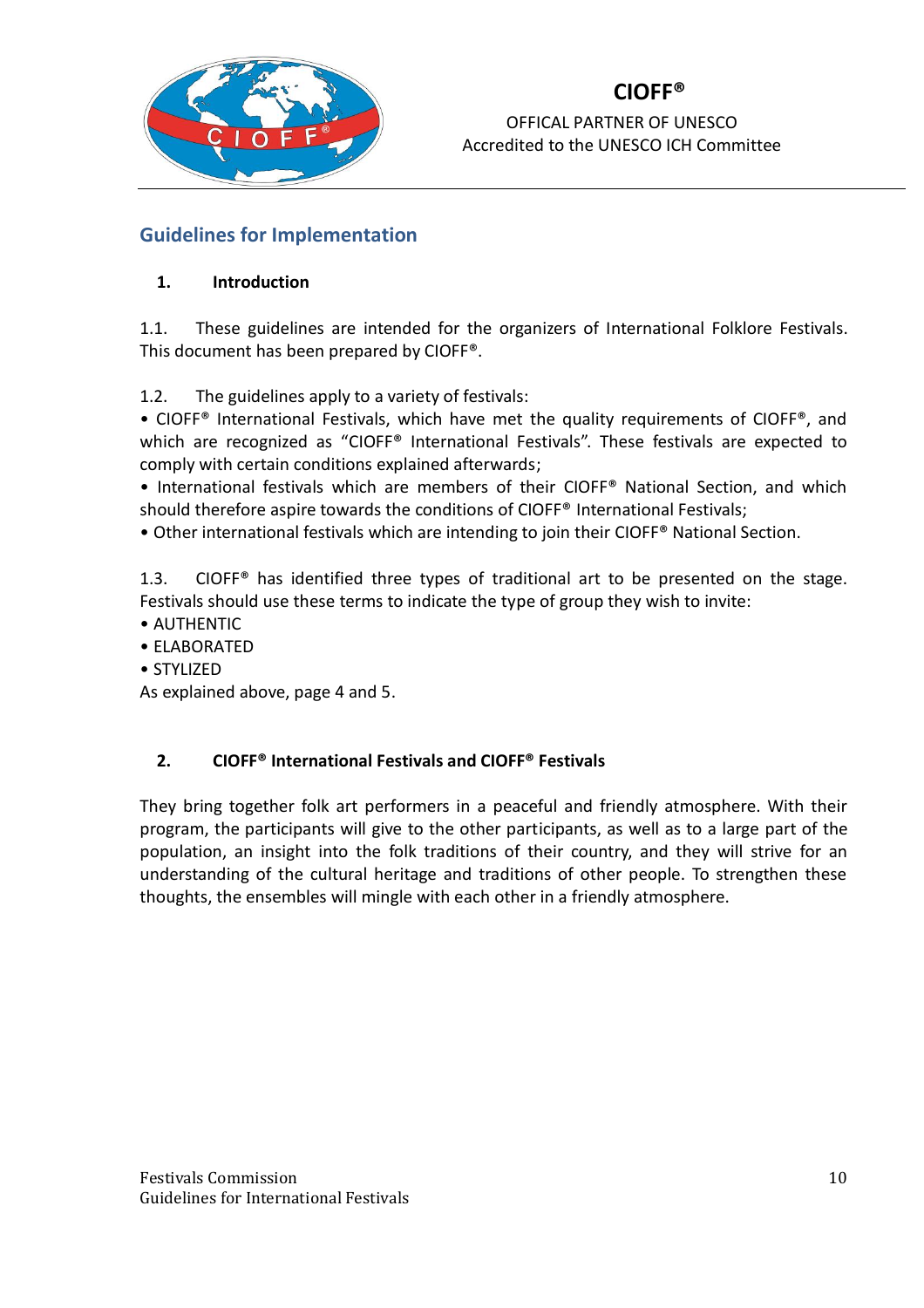**CIOFF®**

OFFICAL PARTNER OF UNESCO
Accredited to the UNESCO ICH Committee

## Guidelines for Implementation

### 1. Introduction

1.1. These guidelines are intended for the organizers of International Folklore Festivals. This document has been prepared by CIOFF®.

1.2. The guidelines apply to a variety of festivals:

- CIOFF® International Festivals, which have met the quality requirements of CIOFF®, and which are recognized as "CIOFF® International Festivals". These festivals are expected to comply with certain conditions explained afterwards;
- International festivals which are members of their CIOFF® National Section, and which should therefore aspire towards the conditions of CIOFF® International Festivals;
- Other international festivals which are intending to join their CIOFF® National Section.

1.3. CIOFF® has identified three types of traditional art to be presented on the stage. Festivals should use these terms to indicate the type of group they wish to invite:

- AUTHENTIC
- ELABORATED
- STYLIZED

As explained above, page 4 and 5.

### 2. CIOFF® International Festivals and CIOFF® Festivals

They bring together folk art performers in a peaceful and friendly atmosphere. With their program, the participants will give to the other participants, as well as to a large part of the population, an insight into the folk traditions of their country, and they will strive for an understanding of the cultural heritage and traditions of other people. To strengthen these thoughts, the ensembles will mingle with each other in a friendly atmosphere.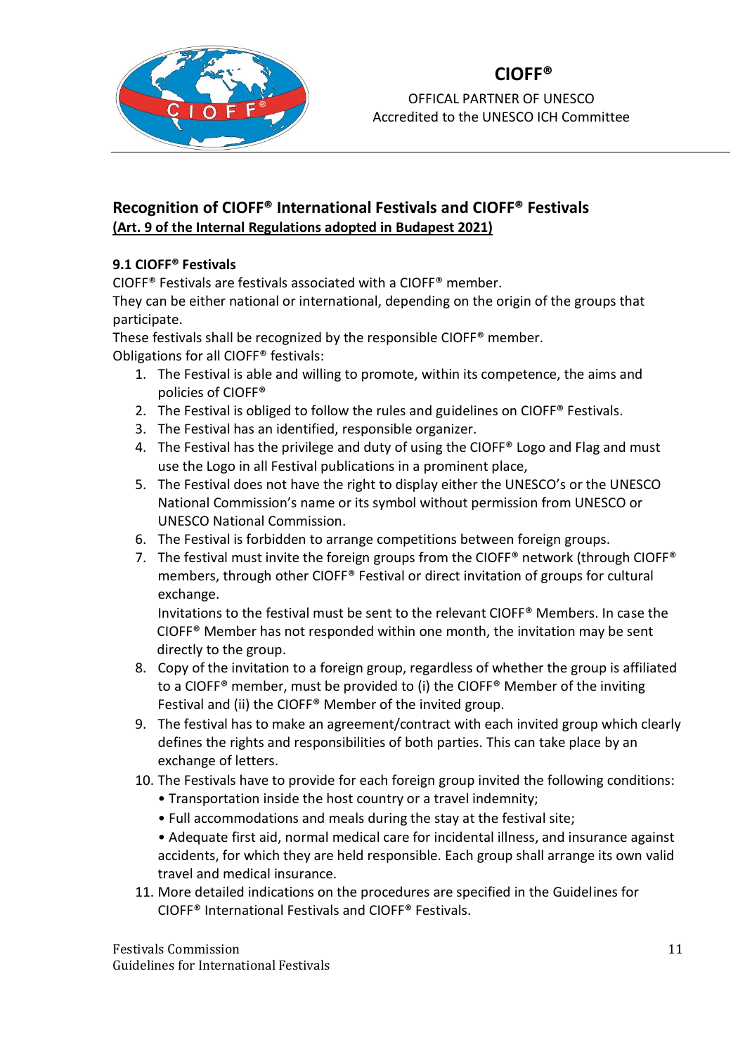## Recognition of CIOFF® International Festivals and CIOFF® Festivals

**(Art. 9 of the Internal Regulations adopted in Budapest 2021)**

### 9.1 CIOFF® Festivals

CIOFF® Festivals are festivals associated with a CIOFF® member.

They can be either national or international, depending on the origin of the groups that participate.

These festivals shall be recognized by the responsible CIOFF® member.

Obligations for all CIOFF® festivals:

1. The Festival is able and willing to promote, within its competence, the aims and policies of CIOFF®
2. The Festival is obliged to follow the rules and guidelines on CIOFF® Festivals.
3. The Festival has an identified, responsible organizer.
4. The Festival has the privilege and duty of using the CIOFF® Logo and Flag and must use the Logo in all Festival publications in a prominent place,
5. The Festival does not have the right to display either the UNESCO's or the UNESCO National Commission's name or its symbol without permission from UNESCO or UNESCO National Commission.
6. The Festival is forbidden to arrange competitions between foreign groups.
7. The festival must invite the foreign groups from the CIOFF® network (through CIOFF® members, through other CIOFF® Festival or direct invitation of groups for cultural exchange.

   Invitations to the festival must be sent to the relevant CIOFF® Members. In case the CIOFF® Member has not responded within one month, the invitation may be sent directly to the group.
8. Copy of the invitation to a foreign group, regardless of whether the group is affiliated to a CIOFF® member, must be provided to (i) the CIOFF® Member of the inviting Festival and (ii) the CIOFF® Member of the invited group.
9. The festival has to make an agreement/contract with each invited group which clearly defines the rights and responsibilities of both parties. This can take place by an exchange of letters.
10. The Festivals have to provide for each foreign group invited the following conditions:
    - Transportation inside the host country or a travel indemnity;
    - Full accommodations and meals during the stay at the festival site;
    - Adequate first aid, normal medical care for incidental illness, and insurance against accidents, for which they are held responsible. Each group shall arrange its own valid travel and medical insurance.
11. More detailed indications on the procedures are specified in the Guidelines for CIOFF® International Festivals and CIOFF® Festivals.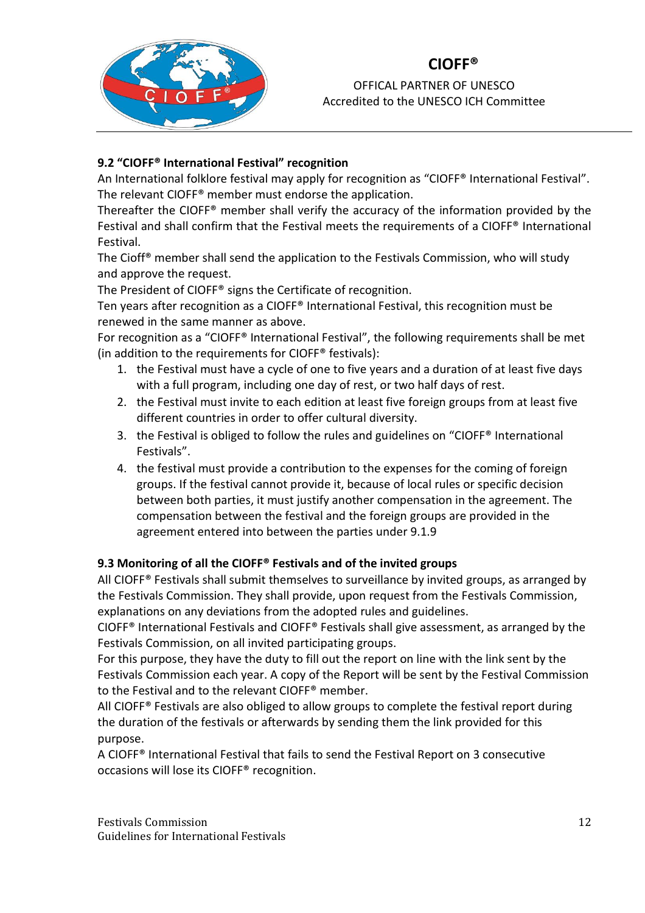### 9.2 "CIOFF® International Festival" recognition

An International folklore festival may apply for recognition as "CIOFF® International Festival". The relevant CIOFF® member must endorse the application.

Thereafter the CIOFF® member shall verify the accuracy of the information provided by the Festival and shall confirm that the Festival meets the requirements of a CIOFF® International Festival.

The Cioff® member shall send the application to the Festivals Commission, who will study and approve the request.

The President of CIOFF® signs the Certificate of recognition.

Ten years after recognition as a CIOFF® International Festival, this recognition must be renewed in the same manner as above.

For recognition as a "CIOFF® International Festival", the following requirements shall be met (in addition to the requirements for CIOFF® festivals):

1. the Festival must have a cycle of one to five years and a duration of at least five days with a full program, including one day of rest, or two half days of rest.
2. the Festival must invite to each edition at least five foreign groups from at least five different countries in order to offer cultural diversity.
3. the Festival is obliged to follow the rules and guidelines on "CIOFF® International Festivals".
4. the festival must provide a contribution to the expenses for the coming of foreign groups. If the festival cannot provide it, because of local rules or specific decision between both parties, it must justify another compensation in the agreement. The compensation between the festival and the foreign groups are provided in the agreement entered into between the parties under 9.1.9

### 9.3 Monitoring of all the CIOFF® Festivals and of the invited groups

All CIOFF® Festivals shall submit themselves to surveillance by invited groups, as arranged by the Festivals Commission. They shall provide, upon request from the Festivals Commission, explanations on any deviations from the adopted rules and guidelines.

CIOFF® International Festivals and CIOFF® Festivals shall give assessment, as arranged by the Festivals Commission, on all invited participating groups.

For this purpose, they have the duty to fill out the report on line with the link sent by the Festivals Commission each year. A copy of the Report will be sent by the Festival Commission to the Festival and to the relevant CIOFF® member.

All CIOFF® Festivals are also obliged to allow groups to complete the festival report during the duration of the festivals or afterwards by sending them the link provided for this purpose.

A CIOFF® International Festival that fails to send the Festival Report on 3 consecutive occasions will lose its CIOFF® recognition.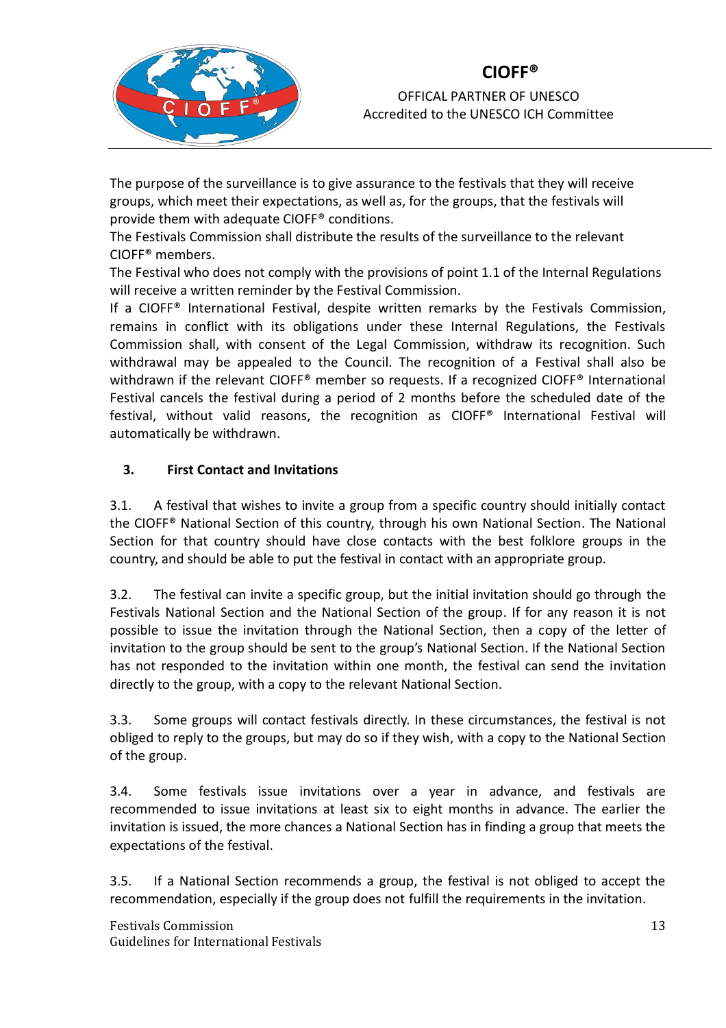The purpose of the surveillance is to give assurance to the festivals that they will receive groups, which meet their expectations, as well as, for the groups, that the festivals will provide them with adequate CIOFF® conditions.

The Festivals Commission shall distribute the results of the surveillance to the relevant CIOFF® members.

The Festival who does not comply with the provisions of point 1.1 of the Internal Regulations will receive a written reminder by the Festival Commission.

If a CIOFF® International Festival, despite written remarks by the Festivals Commission, remains in conflict with its obligations under these Internal Regulations, the Festivals Commission shall, with consent of the Legal Commission, withdraw its recognition. Such withdrawal may be appealed to the Council. The recognition of a Festival shall also be withdrawn if the relevant CIOFF® member so requests. If a recognized CIOFF® International Festival cancels the festival during a period of 2 months before the scheduled date of the festival, without valid reasons, the recognition as CIOFF® International Festival will automatically be withdrawn.

## 3. First Contact and Invitations

3.1. A festival that wishes to invite a group from a specific country should initially contact the CIOFF® National Section of this country, through his own National Section. The National Section for that country should have close contacts with the best folklore groups in the country, and should be able to put the festival in contact with an appropriate group.

3.2. The festival can invite a specific group, but the initial invitation should go through the Festivals National Section and the National Section of the group. If for any reason it is not possible to issue the invitation through the National Section, then a copy of the letter of invitation to the group should be sent to the group's National Section. If the National Section has not responded to the invitation within one month, the festival can send the invitation directly to the group, with a copy to the relevant National Section.

3.3. Some groups will contact festivals directly. In these circumstances, the festival is not obliged to reply to the groups, but may do so if they wish, with a copy to the National Section of the group.

3.4. Some festivals issue invitations over a year in advance, and festivals are recommended to issue invitations at least six to eight months in advance. The earlier the invitation is issued, the more chances a National Section has in finding a group that meets the expectations of the festival.

3.5. If a National Section recommends a group, the festival is not obliged to accept the recommendation, especially if the group does not fulfill the requirements in the invitation.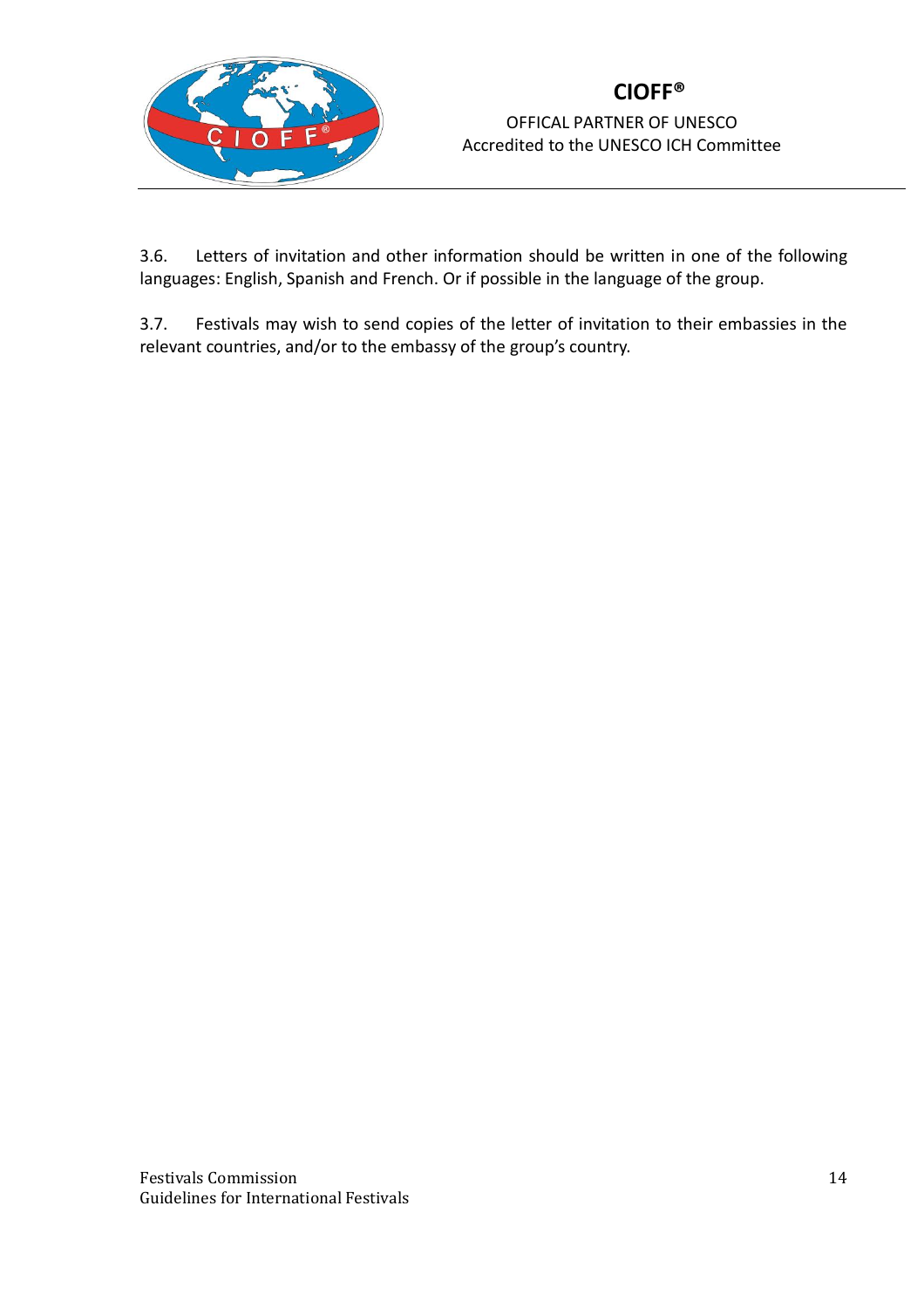3.6. Letters of invitation and other information should be written in one of the following languages: English, Spanish and French. Or if possible in the language of the group.

3.7. Festivals may wish to send copies of the letter of invitation to their embassies in the relevant countries, and/or to the embassy of the group's country.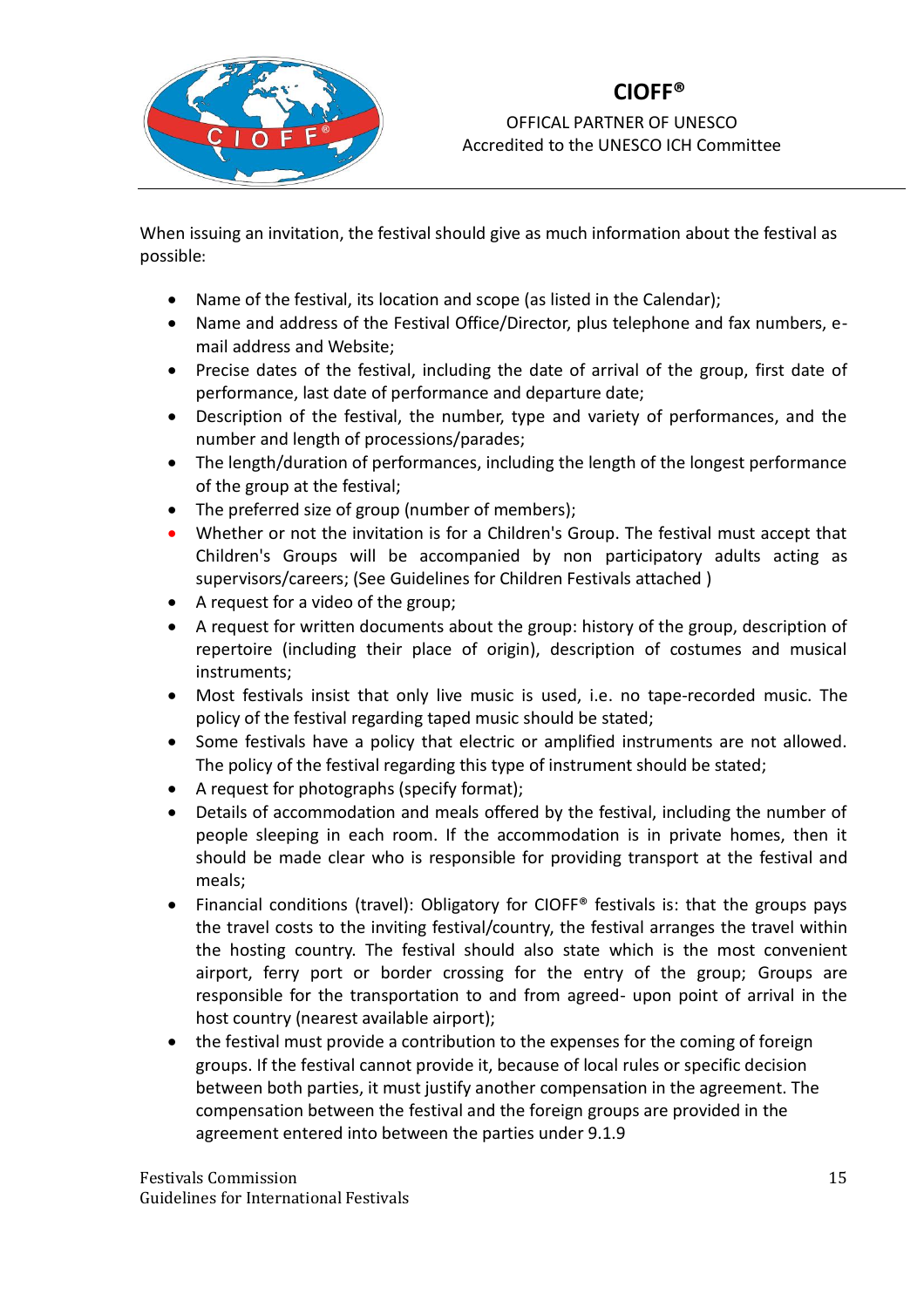When issuing an invitation, the festival should give as much information about the festival as possible:

- Name of the festival, its location and scope (as listed in the Calendar);
- Name and address of the Festival Office/Director, plus telephone and fax numbers, e-mail address and Website;
- Precise dates of the festival, including the date of arrival of the group, first date of performance, last date of performance and departure date;
- Description of the festival, the number, type and variety of performances, and the number and length of processions/parades;
- The length/duration of performances, including the length of the longest performance of the group at the festival;
- The preferred size of group (number of members);
- Whether or not the invitation is for a Children's Group. The festival must accept that Children's Groups will be accompanied by non participatory adults acting as supervisors/careers; (See Guidelines for Children Festivals attached )
- A request for a video of the group;
- A request for written documents about the group: history of the group, description of repertoire (including their place of origin), description of costumes and musical instruments;
- Most festivals insist that only live music is used, i.e. no tape-recorded music. The policy of the festival regarding taped music should be stated;
- Some festivals have a policy that electric or amplified instruments are not allowed. The policy of the festival regarding this type of instrument should be stated;
- A request for photographs (specify format);
- Details of accommodation and meals offered by the festival, including the number of people sleeping in each room. If the accommodation is in private homes, then it should be made clear who is responsible for providing transport at the festival and meals;
- Financial conditions (travel): Obligatory for CIOFF® festivals is: that the groups pays the travel costs to the inviting festival/country, the festival arranges the travel within the hosting country. The festival should also state which is the most convenient airport, ferry port or border crossing for the entry of the group; Groups are responsible for the transportation to and from agreed- upon point of arrival in the host country (nearest available airport);
- the festival must provide a contribution to the expenses for the coming of foreign groups. If the festival cannot provide it, because of local rules or specific decision between both parties, it must justify another compensation in the agreement. The compensation between the festival and the foreign groups are provided in the agreement entered into between the parties under 9.1.9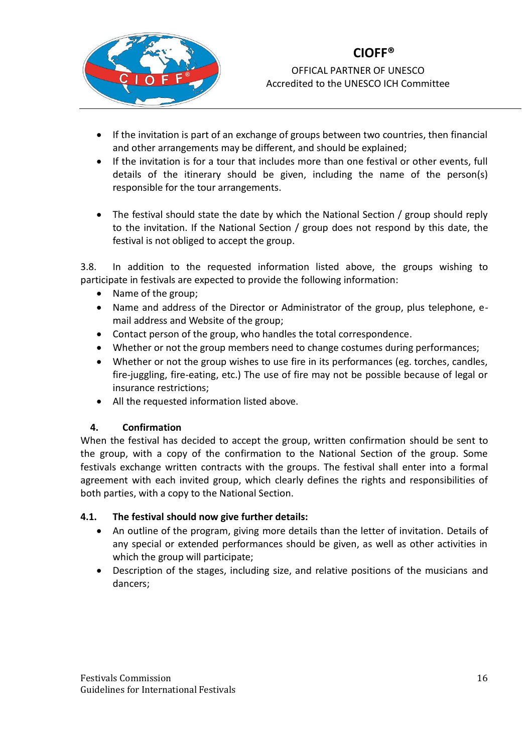- If the invitation is part of an exchange of groups between two countries, then financial and other arrangements may be different, and should be explained;
- If the invitation is for a tour that includes more than one festival or other events, full details of the itinerary should be given, including the name of the person(s) responsible for the tour arrangements.

- The festival should state the date by which the National Section / group should reply to the invitation. If the National Section / group does not respond by this date, the festival is not obliged to accept the group.

3.8. In addition to the requested information listed above, the groups wishing to participate in festivals are expected to provide the following information:

- Name of the group;
- Name and address of the Director or Administrator of the group, plus telephone, e-mail address and Website of the group;
- Contact person of the group, who handles the total correspondence.
- Whether or not the group members need to change costumes during performances;
- Whether or not the group wishes to use fire in its performances (eg. torches, candles, fire-juggling, fire-eating, etc.) The use of fire may not be possible because of legal or insurance restrictions;
- All the requested information listed above.

## 4. Confirmation

When the festival has decided to accept the group, written confirmation should be sent to the group, with a copy of the confirmation to the National Section of the group. Some festivals exchange written contracts with the groups. The festival shall enter into a formal agreement with each invited group, which clearly defines the rights and responsibilities of both parties, with a copy to the National Section.

### 4.1. The festival should now give further details:

- An outline of the program, giving more details than the letter of invitation. Details of any special or extended performances should be given, as well as other activities in which the group will participate;
- Description of the stages, including size, and relative positions of the musicians and dancers;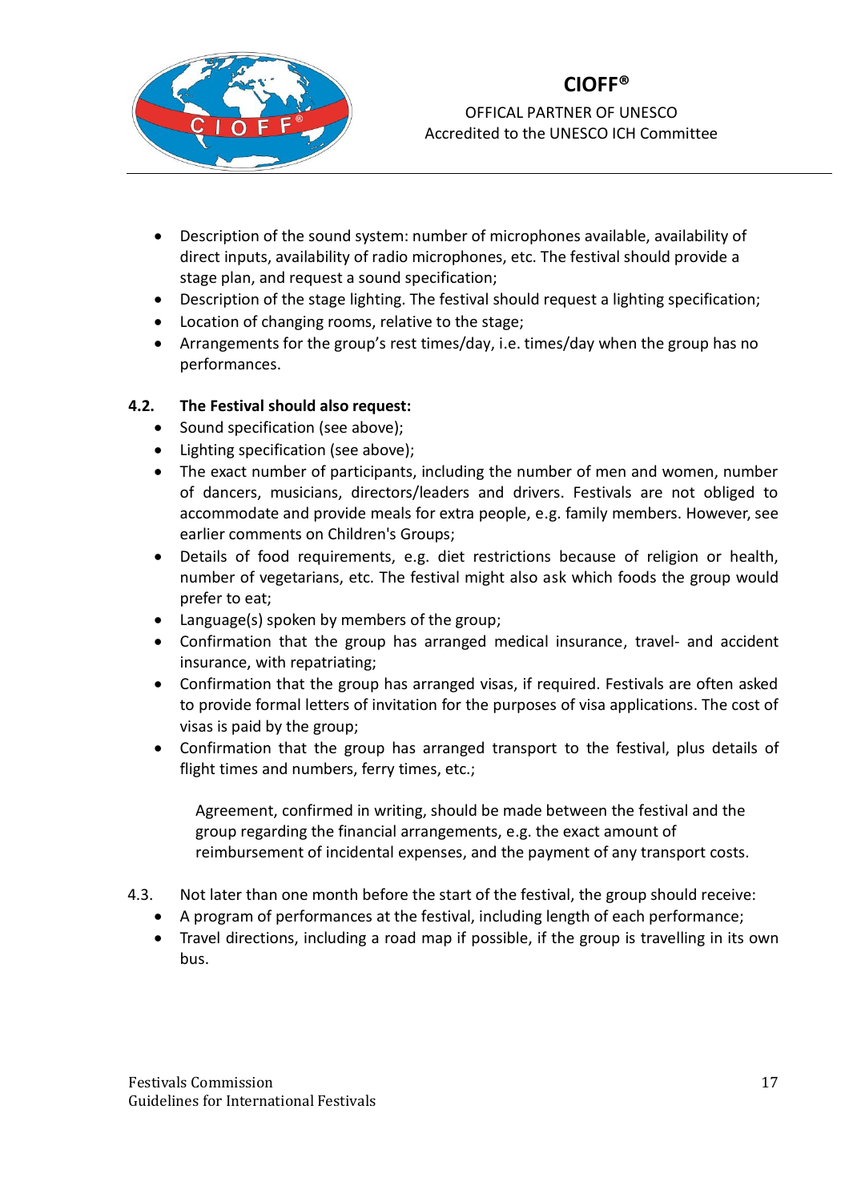- Description of the sound system: number of microphones available, availability of direct inputs, availability of radio microphones, etc. The festival should provide a stage plan, and request a sound specification;
- Description of the stage lighting. The festival should request a lighting specification;
- Location of changing rooms, relative to the stage;
- Arrangements for the group's rest times/day, i.e. times/day when the group has no performances.

**4.2. The Festival should also request:**

- Sound specification (see above);
- Lighting specification (see above);
- The exact number of participants, including the number of men and women, number of dancers, musicians, directors/leaders and drivers. Festivals are not obliged to accommodate and provide meals for extra people, e.g. family members. However, see earlier comments on Children's Groups;
- Details of food requirements, e.g. diet restrictions because of religion or health, number of vegetarians, etc. The festival might also ask which foods the group would prefer to eat;
- Language(s) spoken by members of the group;
- Confirmation that the group has arranged medical insurance, travel- and accident insurance, with repatriating;
- Confirmation that the group has arranged visas, if required. Festivals are often asked to provide formal letters of invitation for the purposes of visa applications. The cost of visas is paid by the group;
- Confirmation that the group has arranged transport to the festival, plus details of flight times and numbers, ferry times, etc.;

  Agreement, confirmed in writing, should be made between the festival and the group regarding the financial arrangements, e.g. the exact amount of reimbursement of incidental expenses, and the payment of any transport costs.

4.3. Not later than one month before the start of the festival, the group should receive:

- A program of performances at the festival, including length of each performance;
- Travel directions, including a road map if possible, if the group is travelling in its own bus.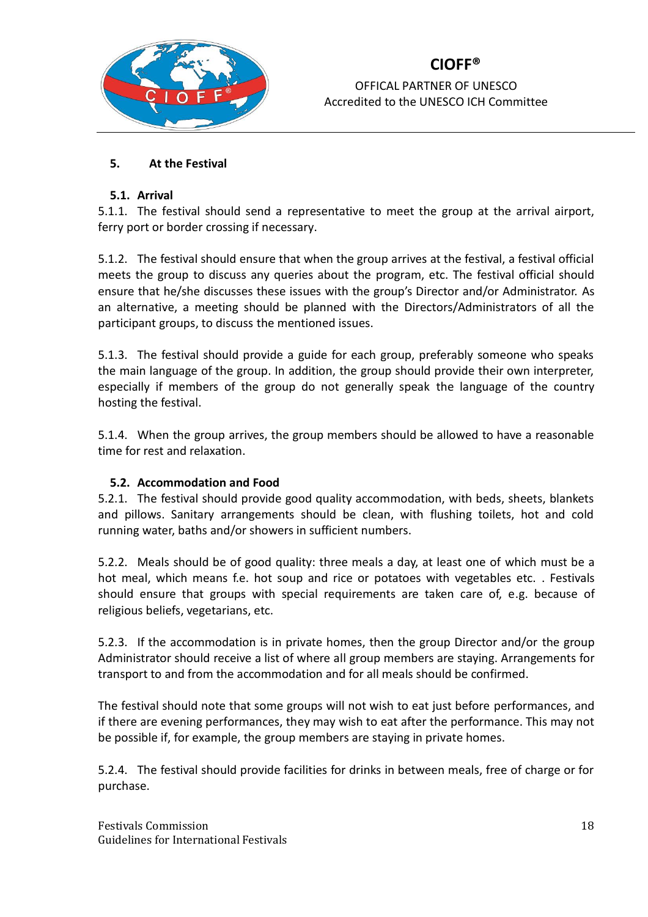## 5. At the Festival

### 5.1. Arrival

5.1.1. The festival should send a representative to meet the group at the arrival airport, ferry port or border crossing if necessary.

5.1.2. The festival should ensure that when the group arrives at the festival, a festival official meets the group to discuss any queries about the program, etc. The festival official should ensure that he/she discusses these issues with the group's Director and/or Administrator. As an alternative, a meeting should be planned with the Directors/Administrators of all the participant groups, to discuss the mentioned issues.

5.1.3. The festival should provide a guide for each group, preferably someone who speaks the main language of the group. In addition, the group should provide their own interpreter, especially if members of the group do not generally speak the language of the country hosting the festival.

5.1.4. When the group arrives, the group members should be allowed to have a reasonable time for rest and relaxation.

### 5.2. Accommodation and Food

5.2.1. The festival should provide good quality accommodation, with beds, sheets, blankets and pillows. Sanitary arrangements should be clean, with flushing toilets, hot and cold running water, baths and/or showers in sufficient numbers.

5.2.2. Meals should be of good quality: three meals a day, at least one of which must be a hot meal, which means f.e. hot soup and rice or potatoes with vegetables etc. . Festivals should ensure that groups with special requirements are taken care of, e.g. because of religious beliefs, vegetarians, etc.

5.2.3. If the accommodation is in private homes, then the group Director and/or the group Administrator should receive a list of where all group members are staying. Arrangements for transport to and from the accommodation and for all meals should be confirmed.

The festival should note that some groups will not wish to eat just before performances, and if there are evening performances, they may wish to eat after the performance. This may not be possible if, for example, the group members are staying in private homes.

5.2.4. The festival should provide facilities for drinks in between meals, free of charge or for purchase.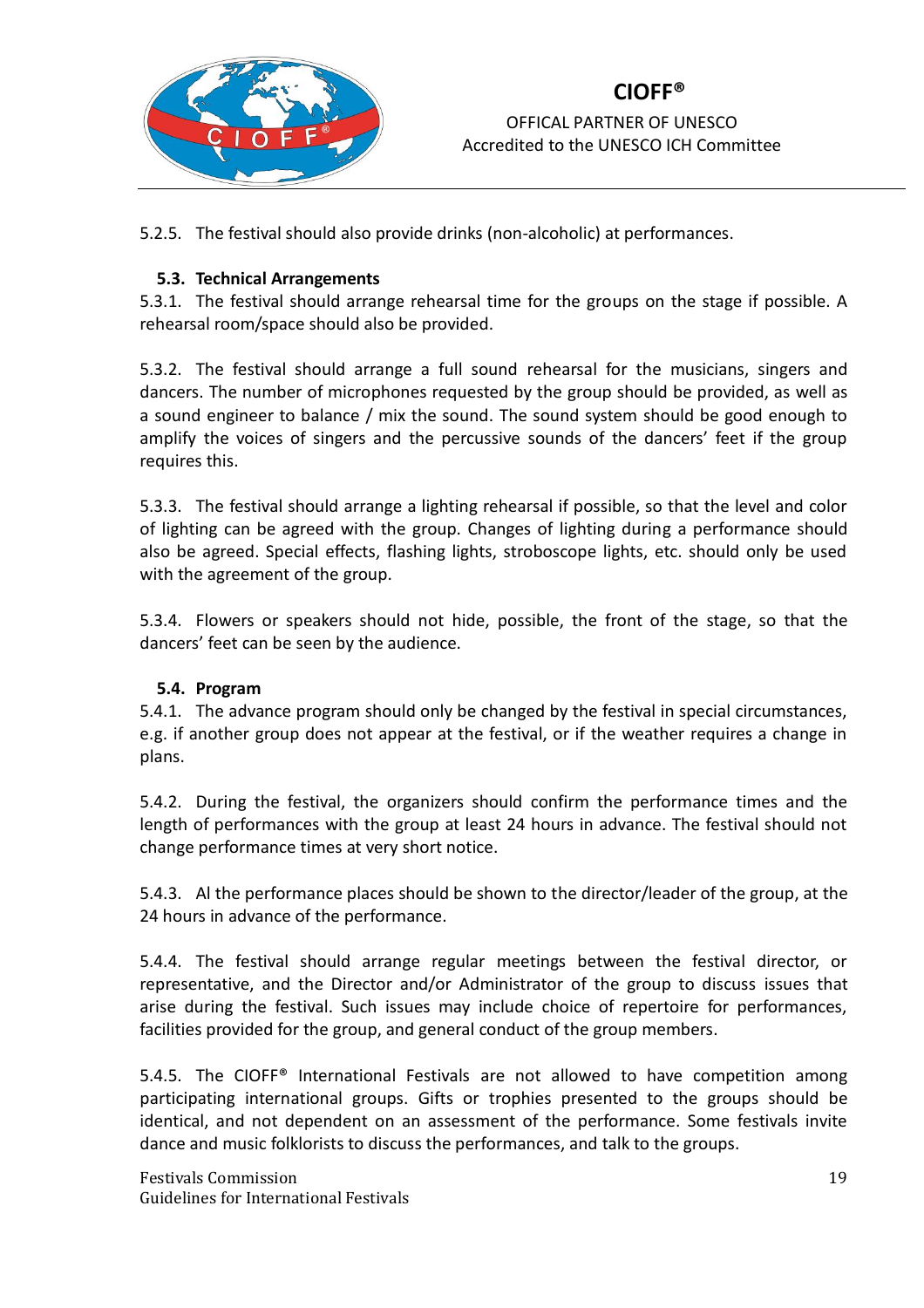5.2.5. The festival should also provide drinks (non-alcoholic) at performances.

### 5.3. Technical Arrangements

5.3.1. The festival should arrange rehearsal time for the groups on the stage if possible. A rehearsal room/space should also be provided.

5.3.2. The festival should arrange a full sound rehearsal for the musicians, singers and dancers. The number of microphones requested by the group should be provided, as well as a sound engineer to balance / mix the sound. The sound system should be good enough to amplify the voices of singers and the percussive sounds of the dancers' feet if the group requires this.

5.3.3. The festival should arrange a lighting rehearsal if possible, so that the level and color of lighting can be agreed with the group. Changes of lighting during a performance should also be agreed. Special effects, flashing lights, stroboscope lights, etc. should only be used with the agreement of the group.

5.3.4. Flowers or speakers should not hide, possible, the front of the stage, so that the dancers' feet can be seen by the audience.

### 5.4. Program

5.4.1. The advance program should only be changed by the festival in special circumstances, e.g. if another group does not appear at the festival, or if the weather requires a change in plans.

5.4.2. During the festival, the organizers should confirm the performance times and the length of performances with the group at least 24 hours in advance. The festival should not change performance times at very short notice.

5.4.3. Al the performance places should be shown to the director/leader of the group, at the 24 hours in advance of the performance.

5.4.4. The festival should arrange regular meetings between the festival director, or representative, and the Director and/or Administrator of the group to discuss issues that arise during the festival. Such issues may include choice of repertoire for performances, facilities provided for the group, and general conduct of the group members.

5.4.5. The CIOFF® International Festivals are not allowed to have competition among participating international groups. Gifts or trophies presented to the groups should be identical, and not dependent on an assessment of the performance. Some festivals invite dance and music folklorists to discuss the performances, and talk to the groups.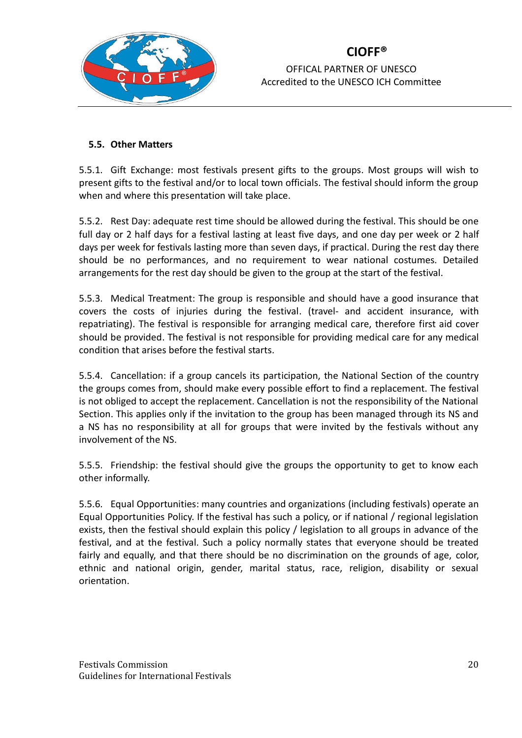### 5.5. Other Matters

5.5.1. Gift Exchange: most festivals present gifts to the groups. Most groups will wish to present gifts to the festival and/or to local town officials. The festival should inform the group when and where this presentation will take place.

5.5.2. Rest Day: adequate rest time should be allowed during the festival. This should be one full day or 2 half days for a festival lasting at least five days, and one day per week or 2 half days per week for festivals lasting more than seven days, if practical. During the rest day there should be no performances, and no requirement to wear national costumes. Detailed arrangements for the rest day should be given to the group at the start of the festival.

5.5.3. Medical Treatment: The group is responsible and should have a good insurance that covers the costs of injuries during the festival. (travel- and accident insurance, with repatriating). The festival is responsible for arranging medical care, therefore first aid cover should be provided. The festival is not responsible for providing medical care for any medical condition that arises before the festival starts.

5.5.4. Cancellation: if a group cancels its participation, the National Section of the country the groups comes from, should make every possible effort to find a replacement. The festival is not obliged to accept the replacement. Cancellation is not the responsibility of the National Section. This applies only if the invitation to the group has been managed through its NS and a NS has no responsibility at all for groups that were invited by the festivals without any involvement of the NS.

5.5.5. Friendship: the festival should give the groups the opportunity to get to know each other informally.

5.5.6. Equal Opportunities: many countries and organizations (including festivals) operate an Equal Opportunities Policy. If the festival has such a policy, or if national / regional legislation exists, then the festival should explain this policy / legislation to all groups in advance of the festival, and at the festival. Such a policy normally states that everyone should be treated fairly and equally, and that there should be no discrimination on the grounds of age, color, ethnic and national origin, gender, marital status, race, religion, disability or sexual orientation.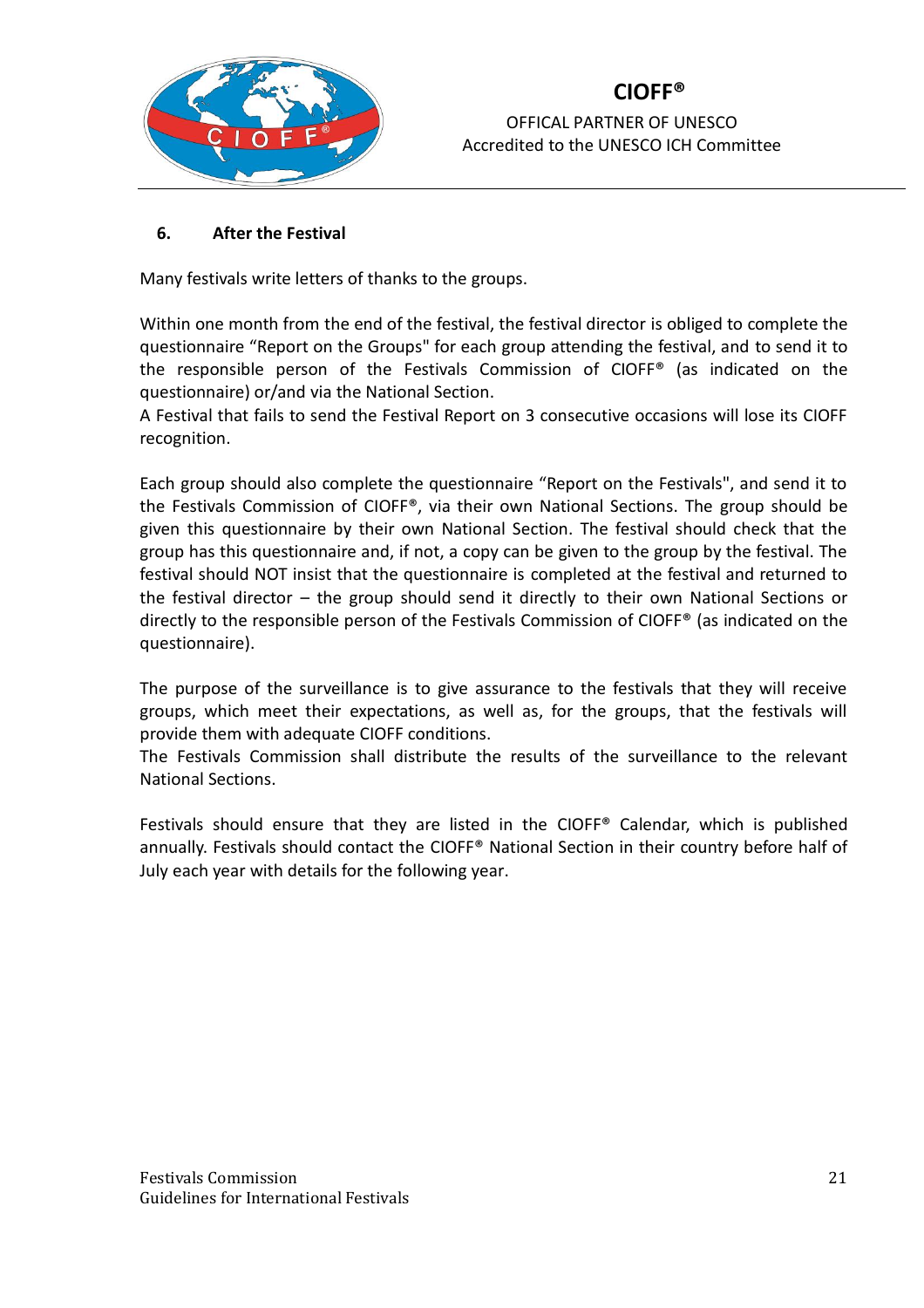## 6. After the Festival

Many festivals write letters of thanks to the groups.

Within one month from the end of the festival, the festival director is obliged to complete the questionnaire "Report on the Groups" for each group attending the festival, and to send it to the responsible person of the Festivals Commission of CIOFF® (as indicated on the questionnaire) or/and via the National Section.
A Festival that fails to send the Festival Report on 3 consecutive occasions will lose its CIOFF recognition.

Each group should also complete the questionnaire "Report on the Festivals", and send it to the Festivals Commission of CIOFF®, via their own National Sections. The group should be given this questionnaire by their own National Section. The festival should check that the group has this questionnaire and, if not, a copy can be given to the group by the festival. The festival should NOT insist that the questionnaire is completed at the festival and returned to the festival director – the group should send it directly to their own National Sections or directly to the responsible person of the Festivals Commission of CIOFF® (as indicated on the questionnaire).

The purpose of the surveillance is to give assurance to the festivals that they will receive groups, which meet their expectations, as well as, for the groups, that the festivals will provide them with adequate CIOFF conditions.
The Festivals Commission shall distribute the results of the surveillance to the relevant National Sections.

Festivals should ensure that they are listed in the CIOFF® Calendar, which is published annually. Festivals should contact the CIOFF® National Section in their country before half of July each year with details for the following year.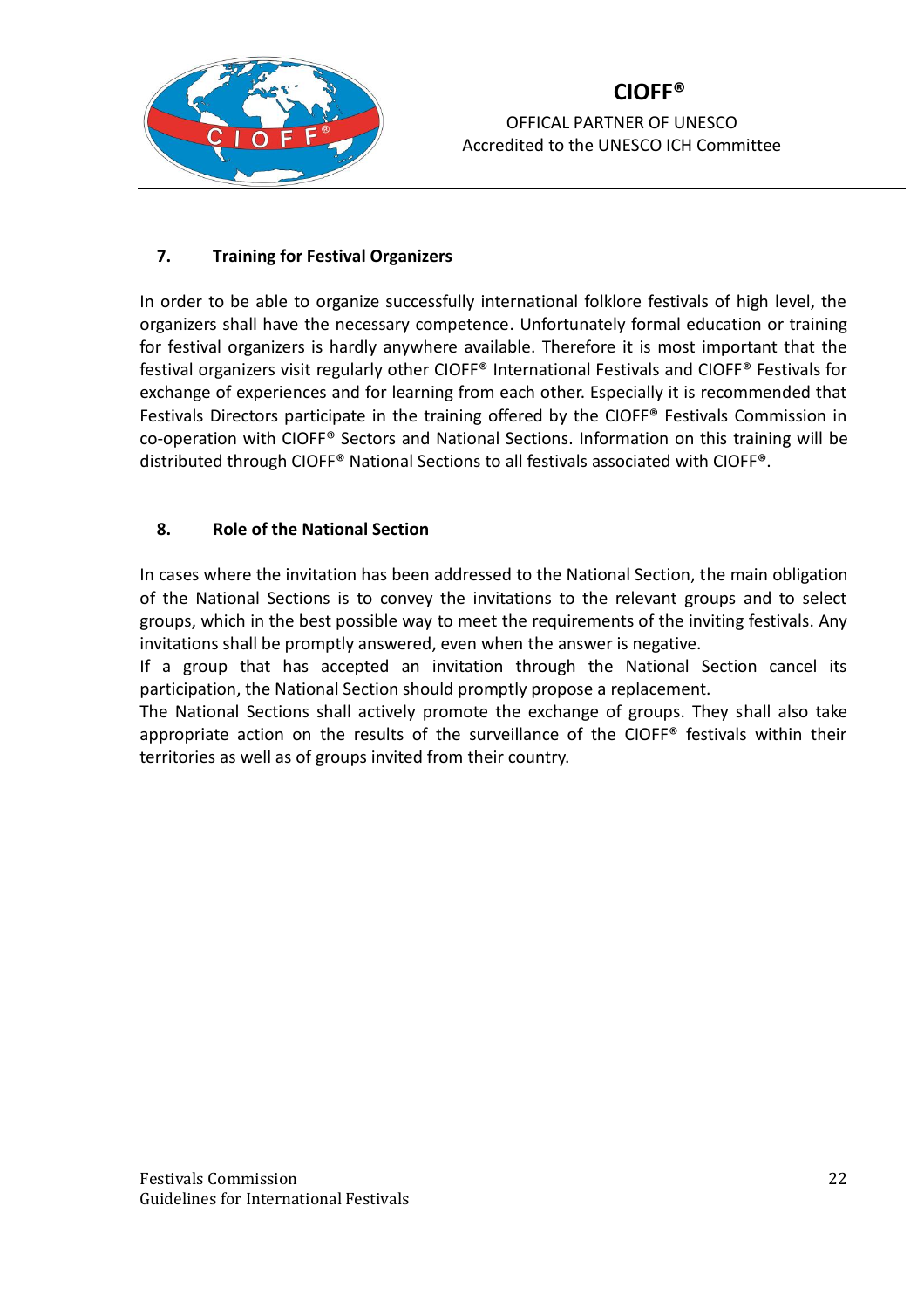## 7. Training for Festival Organizers

In order to be able to organize successfully international folklore festivals of high level, the organizers shall have the necessary competence. Unfortunately formal education or training for festival organizers is hardly anywhere available. Therefore it is most important that the festival organizers visit regularly other CIOFF® International Festivals and CIOFF® Festivals for exchange of experiences and for learning from each other. Especially it is recommended that Festivals Directors participate in the training offered by the CIOFF® Festivals Commission in co-operation with CIOFF® Sectors and National Sections. Information on this training will be distributed through CIOFF® National Sections to all festivals associated with CIOFF®.

## 8. Role of the National Section

In cases where the invitation has been addressed to the National Section, the main obligation of the National Sections is to convey the invitations to the relevant groups and to select groups, which in the best possible way to meet the requirements of the inviting festivals. Any invitations shall be promptly answered, even when the answer is negative.

If a group that has accepted an invitation through the National Section cancel its participation, the National Section should promptly propose a replacement.

The National Sections shall actively promote the exchange of groups. They shall also take appropriate action on the results of the surveillance of the CIOFF® festivals within their territories as well as of groups invited from their country.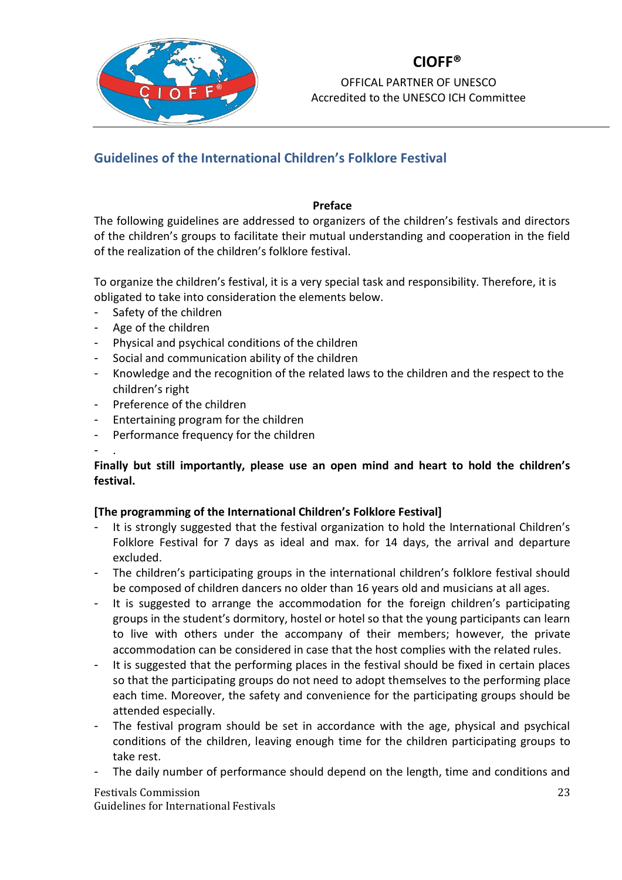CIOFF®

OFFICAL PARTNER OF UNESCO
Accredited to the UNESCO ICH Committee

## Guidelines of the International Children's Folklore Festival

**Preface**

The following guidelines are addressed to organizers of the children's festivals and directors of the children's groups to facilitate their mutual understanding and cooperation in the field of the realization of the children's folklore festival.

To organize the children's festival, it is a very special task and responsibility. Therefore, it is obligated to take into consideration the elements below.

- Safety of the children
- Age of the children
- Physical and psychical conditions of the children
- Social and communication ability of the children
- Knowledge and the recognition of the related laws to the children and the respect to the children's right
- Preference of the children
- Entertaining program for the children
- Performance frequency for the children
- .

**Finally but still importantly, please use an open mind and heart to hold the children's festival.**

**[The programming of the International Children's Folklore Festival]**

- It is strongly suggested that the festival organization to hold the International Children's Folklore Festival for 7 days as ideal and max. for 14 days, the arrival and departure excluded.
- The children's participating groups in the international children's folklore festival should be composed of children dancers no older than 16 years old and musicians at all ages.
- It is suggested to arrange the accommodation for the foreign children's participating groups in the student's dormitory, hostel or hotel so that the young participants can learn to live with others under the accompany of their members; however, the private accommodation can be considered in case that the host complies with the related rules.
- It is suggested that the performing places in the festival should be fixed in certain places so that the participating groups do not need to adopt themselves to the performing place each time. Moreover, the safety and convenience for the participating groups should be attended especially.
- The festival program should be set in accordance with the age, physical and psychical conditions of the children, leaving enough time for the children participating groups to take rest.
- The daily number of performance should depend on the length, time and conditions and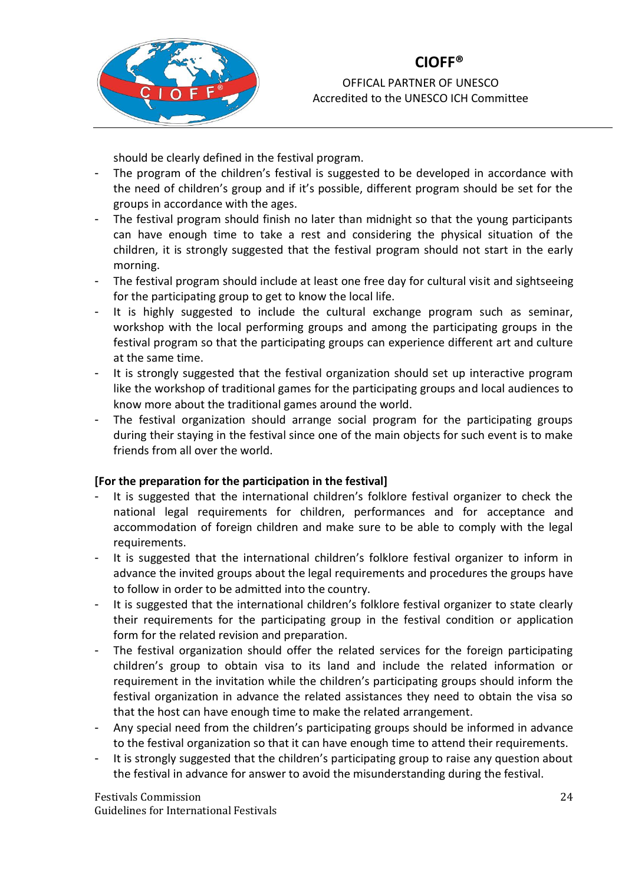should be clearly defined in the festival program.

- The program of the children's festival is suggested to be developed in accordance with the need of children's group and if it's possible, different program should be set for the groups in accordance with the ages.
- The festival program should finish no later than midnight so that the young participants can have enough time to take a rest and considering the physical situation of the children, it is strongly suggested that the festival program should not start in the early morning.
- The festival program should include at least one free day for cultural visit and sightseeing for the participating group to get to know the local life.
- It is highly suggested to include the cultural exchange program such as seminar, workshop with the local performing groups and among the participating groups in the festival program so that the participating groups can experience different art and culture at the same time.
- It is strongly suggested that the festival organization should set up interactive program like the workshop of traditional games for the participating groups and local audiences to know more about the traditional games around the world.
- The festival organization should arrange social program for the participating groups during their staying in the festival since one of the main objects for such event is to make friends from all over the world.

**[For the preparation for the participation in the festival]**

- It is suggested that the international children's folklore festival organizer to check the national legal requirements for children, performances and for acceptance and accommodation of foreign children and make sure to be able to comply with the legal requirements.
- It is suggested that the international children's folklore festival organizer to inform in advance the invited groups about the legal requirements and procedures the groups have to follow in order to be admitted into the country.
- It is suggested that the international children's folklore festival organizer to state clearly their requirements for the participating group in the festival condition or application form for the related revision and preparation.
- The festival organization should offer the related services for the foreign participating children's group to obtain visa to its land and include the related information or requirement in the invitation while the children's participating groups should inform the festival organization in advance the related assistances they need to obtain the visa so that the host can have enough time to make the related arrangement.
- Any special need from the children's participating groups should be informed in advance to the festival organization so that it can have enough time to attend their requirements.
- It is strongly suggested that the children's participating group to raise any question about the festival in advance for answer to avoid the misunderstanding during the festival.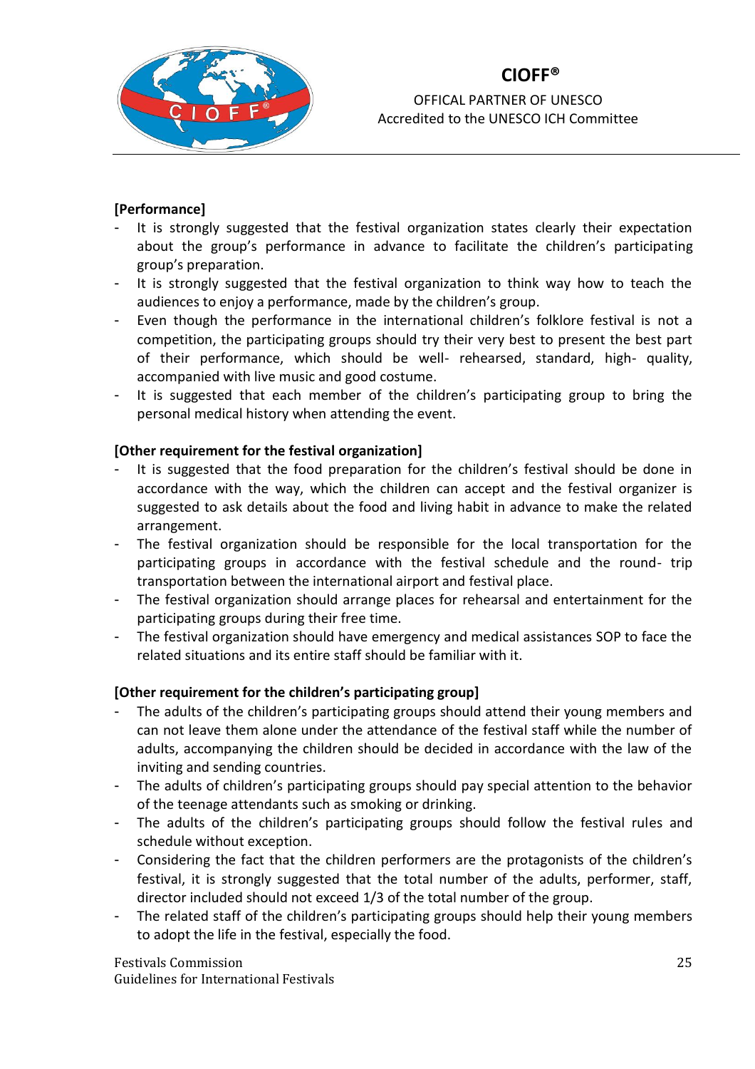**[Performance]**

- It is strongly suggested that the festival organization states clearly their expectation about the group's performance in advance to facilitate the children's participating group's preparation.
- It is strongly suggested that the festival organization to think way how to teach the audiences to enjoy a performance, made by the children's group.
- Even though the performance in the international children's folklore festival is not a competition, the participating groups should try their very best to present the best part of their performance, which should be well- rehearsed, standard, high- quality, accompanied with live music and good costume.
- It is suggested that each member of the children's participating group to bring the personal medical history when attending the event.

**[Other requirement for the festival organization]**

- It is suggested that the food preparation for the children's festival should be done in accordance with the way, which the children can accept and the festival organizer is suggested to ask details about the food and living habit in advance to make the related arrangement.
- The festival organization should be responsible for the local transportation for the participating groups in accordance with the festival schedule and the round- trip transportation between the international airport and festival place.
- The festival organization should arrange places for rehearsal and entertainment for the participating groups during their free time.
- The festival organization should have emergency and medical assistances SOP to face the related situations and its entire staff should be familiar with it.

**[Other requirement for the children's participating group]**

- The adults of the children's participating groups should attend their young members and can not leave them alone under the attendance of the festival staff while the number of adults, accompanying the children should be decided in accordance with the law of the inviting and sending countries.
- The adults of children's participating groups should pay special attention to the behavior of the teenage attendants such as smoking or drinking.
- The adults of the children's participating groups should follow the festival rules and schedule without exception.
- Considering the fact that the children performers are the protagonists of the children's festival, it is strongly suggested that the total number of the adults, performer, staff, director included should not exceed 1/3 of the total number of the group.
- The related staff of the children's participating groups should help their young members to adopt the life in the festival, especially the food.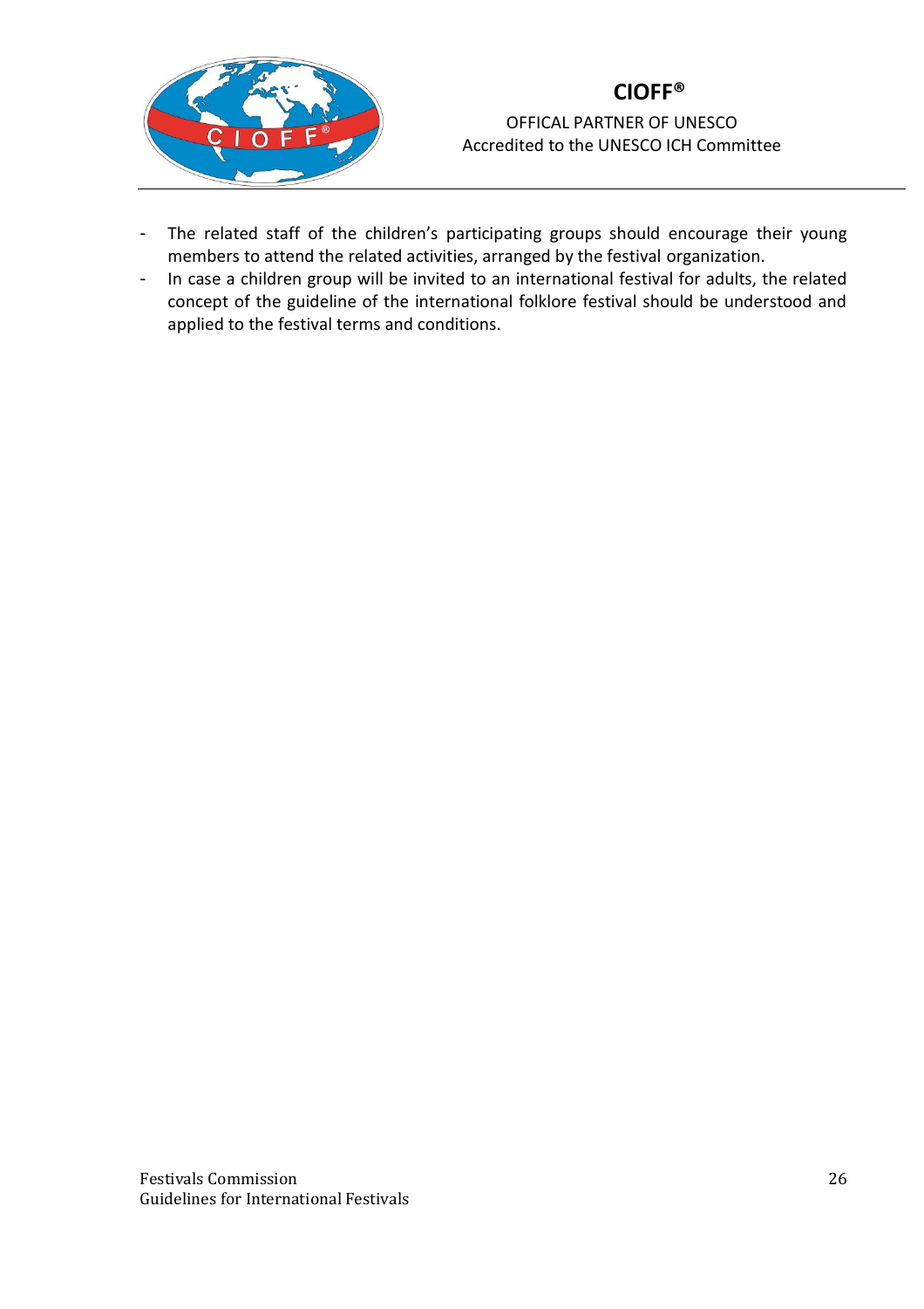- The related staff of the children's participating groups should encourage their young members to attend the related activities, arranged by the festival organization.
- In case a children group will be invited to an international festival for adults, the related concept of the guideline of the international folklore festival should be understood and applied to the festival terms and conditions.